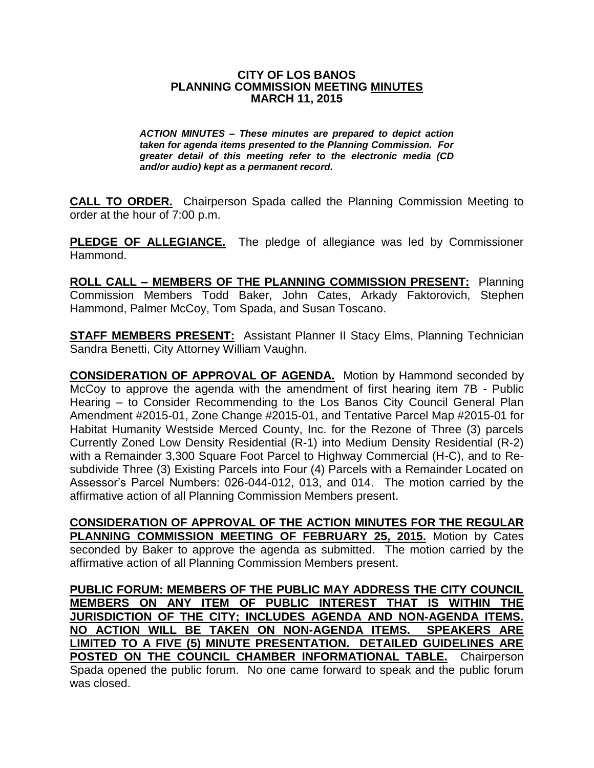# CITY OF LOS BANOS
## PLANNING COMMISSION MEETING MINUTES
### MARCH 11, 2015

***ACTION MINUTES – These minutes are prepared to depict action taken for agenda items presented to the Planning Commission. For greater detail of this meeting refer to the electronic media (CD and/or audio) kept as a permanent record.***

**CALL TO ORDER.** Chairperson Spada called the Planning Commission Meeting to order at the hour of 7:00 p.m.

**PLEDGE OF ALLEGIANCE.** The pledge of allegiance was led by Commissioner Hammond.

**ROLL CALL – MEMBERS OF THE PLANNING COMMISSION PRESENT:** Planning Commission Members Todd Baker, John Cates, Arkady Faktorovich, Stephen Hammond, Palmer McCoy, Tom Spada, and Susan Toscano.

**STAFF MEMBERS PRESENT:** Assistant Planner II Stacy Elms, Planning Technician Sandra Benetti, City Attorney William Vaughn.

**CONSIDERATION OF APPROVAL OF AGENDA.** Motion by Hammond seconded by McCoy to approve the agenda with the amendment of first hearing item 7B - Public Hearing – to Consider Recommending to the Los Banos City Council General Plan Amendment #2015-01, Zone Change #2015-01, and Tentative Parcel Map #2015-01 for Habitat Humanity Westside Merced County, Inc. for the Rezone of Three (3) parcels Currently Zoned Low Density Residential (R-1) into Medium Density Residential (R-2) with a Remainder 3,300 Square Foot Parcel to Highway Commercial (H-C), and to Re-subdivide Three (3) Existing Parcels into Four (4) Parcels with a Remainder Located on Assessor's Parcel Numbers: 026-044-012, 013, and 014. The motion carried by the affirmative action of all Planning Commission Members present.

**CONSIDERATION OF APPROVAL OF THE ACTION MINUTES FOR THE REGULAR PLANNING COMMISSION MEETING OF FEBRUARY 25, 2015.** Motion by Cates seconded by Baker to approve the agenda as submitted. The motion carried by the affirmative action of all Planning Commission Members present.

**PUBLIC FORUM: MEMBERS OF THE PUBLIC MAY ADDRESS THE CITY COUNCIL MEMBERS ON ANY ITEM OF PUBLIC INTEREST THAT IS WITHIN THE JURISDICTION OF THE CITY; INCLUDES AGENDA AND NON-AGENDA ITEMS. NO ACTION WILL BE TAKEN ON NON-AGENDA ITEMS. SPEAKERS ARE LIMITED TO A FIVE (5) MINUTE PRESENTATION. DETAILED GUIDELINES ARE POSTED ON THE COUNCIL CHAMBER INFORMATIONAL TABLE.** Chairperson Spada opened the public forum. No one came forward to speak and the public forum was closed.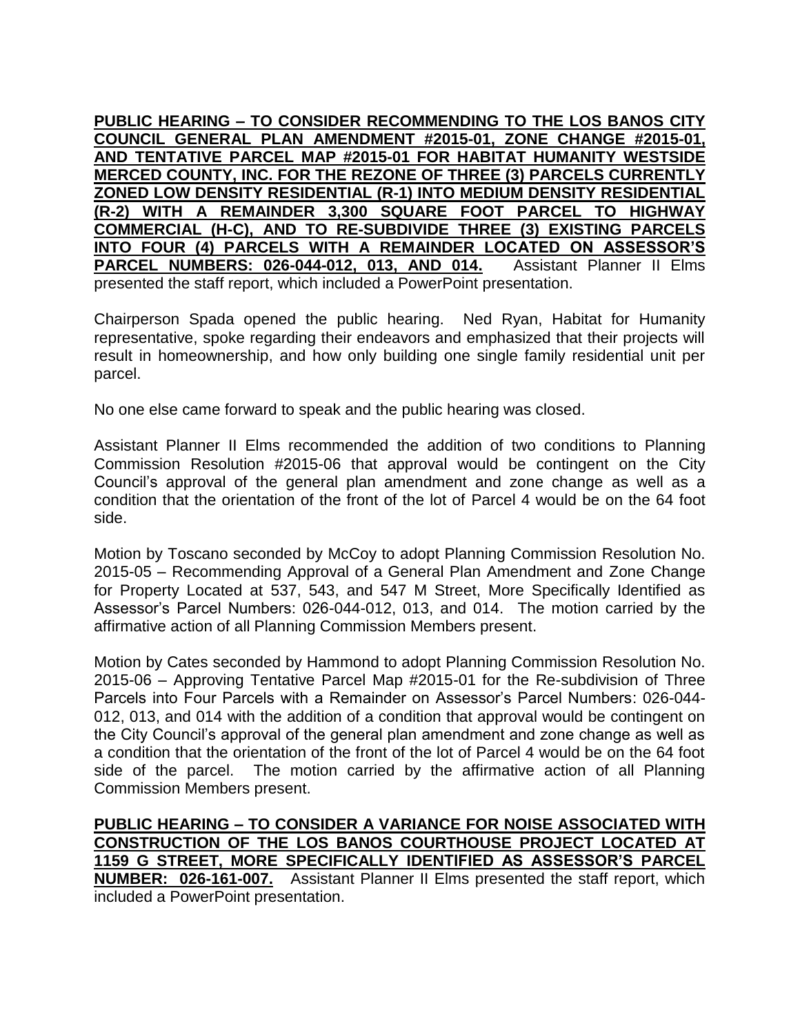**PUBLIC HEARING – TO CONSIDER RECOMMENDING TO THE LOS BANOS CITY COUNCIL GENERAL PLAN AMENDMENT #2015-01, ZONE CHANGE #2015-01, AND TENTATIVE PARCEL MAP #2015-01 FOR HABITAT HUMANITY WESTSIDE MERCED COUNTY, INC. FOR THE REZONE OF THREE (3) PARCELS CURRENTLY ZONED LOW DENSITY RESIDENTIAL (R-1) INTO MEDIUM DENSITY RESIDENTIAL (R-2) WITH A REMAINDER 3,300 SQUARE FOOT PARCEL TO HIGHWAY COMMERCIAL (H-C), AND TO RE-SUBDIVIDE THREE (3) EXISTING PARCELS INTO FOUR (4) PARCELS WITH A REMAINDER LOCATED ON ASSESSOR'S PARCEL NUMBERS: 026-044-012, 013, AND 014.** Assistant Planner II Elms presented the staff report, which included a PowerPoint presentation.

Chairperson Spada opened the public hearing. Ned Ryan, Habitat for Humanity representative, spoke regarding their endeavors and emphasized that their projects will result in homeownership, and how only building one single family residential unit per parcel.

No one else came forward to speak and the public hearing was closed.

Assistant Planner II Elms recommended the addition of two conditions to Planning Commission Resolution #2015-06 that approval would be contingent on the City Council's approval of the general plan amendment and zone change as well as a condition that the orientation of the front of the lot of Parcel 4 would be on the 64 foot side.

Motion by Toscano seconded by McCoy to adopt Planning Commission Resolution No. 2015-05 – Recommending Approval of a General Plan Amendment and Zone Change for Property Located at 537, 543, and 547 M Street, More Specifically Identified as Assessor's Parcel Numbers: 026-044-012, 013, and 014. The motion carried by the affirmative action of all Planning Commission Members present.

Motion by Cates seconded by Hammond to adopt Planning Commission Resolution No. 2015-06 – Approving Tentative Parcel Map #2015-01 for the Re-subdivision of Three Parcels into Four Parcels with a Remainder on Assessor's Parcel Numbers: 026-044-012, 013, and 014 with the addition of a condition that approval would be contingent on the City Council's approval of the general plan amendment and zone change as well as a condition that the orientation of the front of the lot of Parcel 4 would be on the 64 foot side of the parcel. The motion carried by the affirmative action of all Planning Commission Members present.

**PUBLIC HEARING – TO CONSIDER A VARIANCE FOR NOISE ASSOCIATED WITH CONSTRUCTION OF THE LOS BANOS COURTHOUSE PROJECT LOCATED AT 1159 G STREET, MORE SPECIFICALLY IDENTIFIED AS ASSESSOR'S PARCEL NUMBER: 026-161-007.** Assistant Planner II Elms presented the staff report, which included a PowerPoint presentation.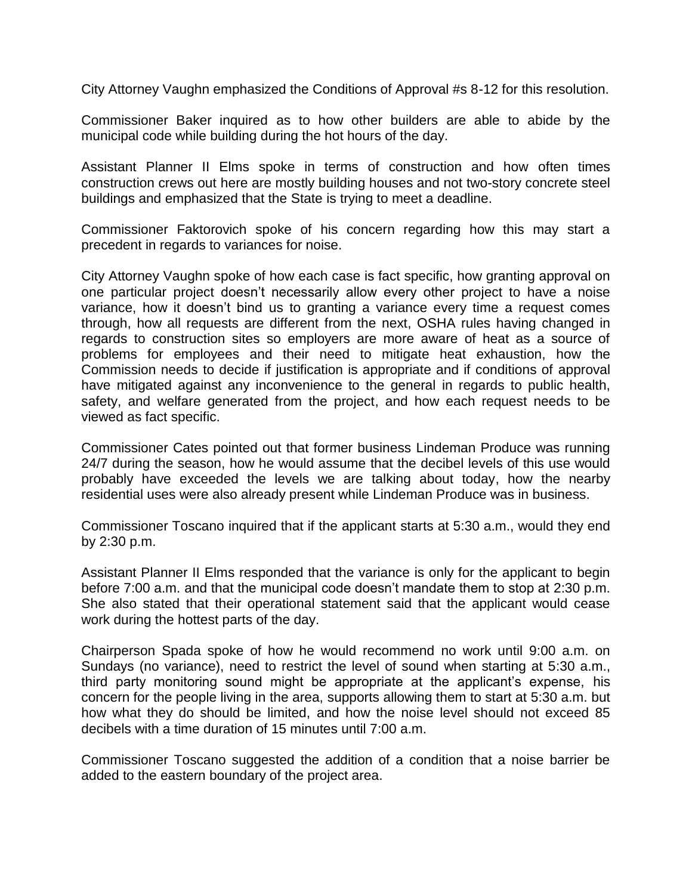City Attorney Vaughn emphasized the Conditions of Approval #s 8-12 for this resolution.

Commissioner Baker inquired as to how other builders are able to abide by the municipal code while building during the hot hours of the day.

Assistant Planner II Elms spoke in terms of construction and how often times construction crews out here are mostly building houses and not two-story concrete steel buildings and emphasized that the State is trying to meet a deadline.

Commissioner Faktorovich spoke of his concern regarding how this may start a precedent in regards to variances for noise.

City Attorney Vaughn spoke of how each case is fact specific, how granting approval on one particular project doesn't necessarily allow every other project to have a noise variance, how it doesn't bind us to granting a variance every time a request comes through, how all requests are different from the next, OSHA rules having changed in regards to construction sites so employers are more aware of heat as a source of problems for employees and their need to mitigate heat exhaustion, how the Commission needs to decide if justification is appropriate and if conditions of approval have mitigated against any inconvenience to the general in regards to public health, safety, and welfare generated from the project, and how each request needs to be viewed as fact specific.

Commissioner Cates pointed out that former business Lindeman Produce was running 24/7 during the season, how he would assume that the decibel levels of this use would probably have exceeded the levels we are talking about today, how the nearby residential uses were also already present while Lindeman Produce was in business.

Commissioner Toscano inquired that if the applicant starts at 5:30 a.m., would they end by 2:30 p.m.

Assistant Planner II Elms responded that the variance is only for the applicant to begin before 7:00 a.m. and that the municipal code doesn't mandate them to stop at 2:30 p.m. She also stated that their operational statement said that the applicant would cease work during the hottest parts of the day.

Chairperson Spada spoke of how he would recommend no work until 9:00 a.m. on Sundays (no variance), need to restrict the level of sound when starting at 5:30 a.m., third party monitoring sound might be appropriate at the applicant's expense, his concern for the people living in the area, supports allowing them to start at 5:30 a.m. but how what they do should be limited, and how the noise level should not exceed 85 decibels with a time duration of 15 minutes until 7:00 a.m.

Commissioner Toscano suggested the addition of a condition that a noise barrier be added to the eastern boundary of the project area.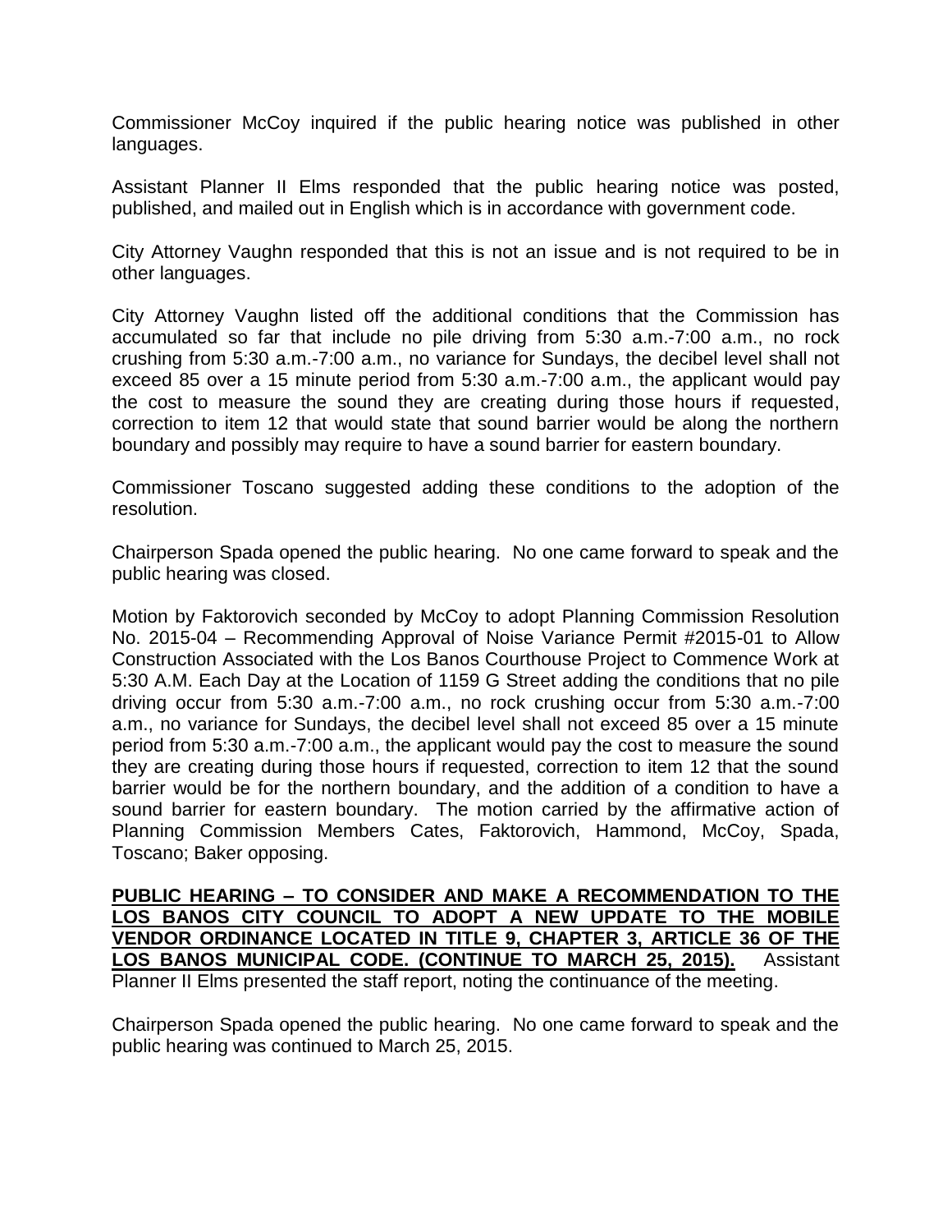Commissioner McCoy inquired if the public hearing notice was published in other languages.

Assistant Planner II Elms responded that the public hearing notice was posted, published, and mailed out in English which is in accordance with government code.

City Attorney Vaughn responded that this is not an issue and is not required to be in other languages.

City Attorney Vaughn listed off the additional conditions that the Commission has accumulated so far that include no pile driving from 5:30 a.m.-7:00 a.m., no rock crushing from 5:30 a.m.-7:00 a.m., no variance for Sundays, the decibel level shall not exceed 85 over a 15 minute period from 5:30 a.m.-7:00 a.m., the applicant would pay the cost to measure the sound they are creating during those hours if requested, correction to item 12 that would state that sound barrier would be along the northern boundary and possibly may require to have a sound barrier for eastern boundary.

Commissioner Toscano suggested adding these conditions to the adoption of the resolution.

Chairperson Spada opened the public hearing. No one came forward to speak and the public hearing was closed.

Motion by Faktorovich seconded by McCoy to adopt Planning Commission Resolution No. 2015-04 – Recommending Approval of Noise Variance Permit #2015-01 to Allow Construction Associated with the Los Banos Courthouse Project to Commence Work at 5:30 A.M. Each Day at the Location of 1159 G Street adding the conditions that no pile driving occur from 5:30 a.m.-7:00 a.m., no rock crushing occur from 5:30 a.m.-7:00 a.m., no variance for Sundays, the decibel level shall not exceed 85 over a 15 minute period from 5:30 a.m.-7:00 a.m., the applicant would pay the cost to measure the sound they are creating during those hours if requested, correction to item 12 that the sound barrier would be for the northern boundary, and the addition of a condition to have a sound barrier for eastern boundary. The motion carried by the affirmative action of Planning Commission Members Cates, Faktorovich, Hammond, McCoy, Spada, Toscano; Baker opposing.

**PUBLIC HEARING – TO CONSIDER AND MAKE A RECOMMENDATION TO THE LOS BANOS CITY COUNCIL TO ADOPT A NEW UPDATE TO THE MOBILE VENDOR ORDINANCE LOCATED IN TITLE 9, CHAPTER 3, ARTICLE 36 OF THE LOS BANOS MUNICIPAL CODE. (CONTINUE TO MARCH 25, 2015).** Assistant Planner II Elms presented the staff report, noting the continuance of the meeting.

Chairperson Spada opened the public hearing. No one came forward to speak and the public hearing was continued to March 25, 2015.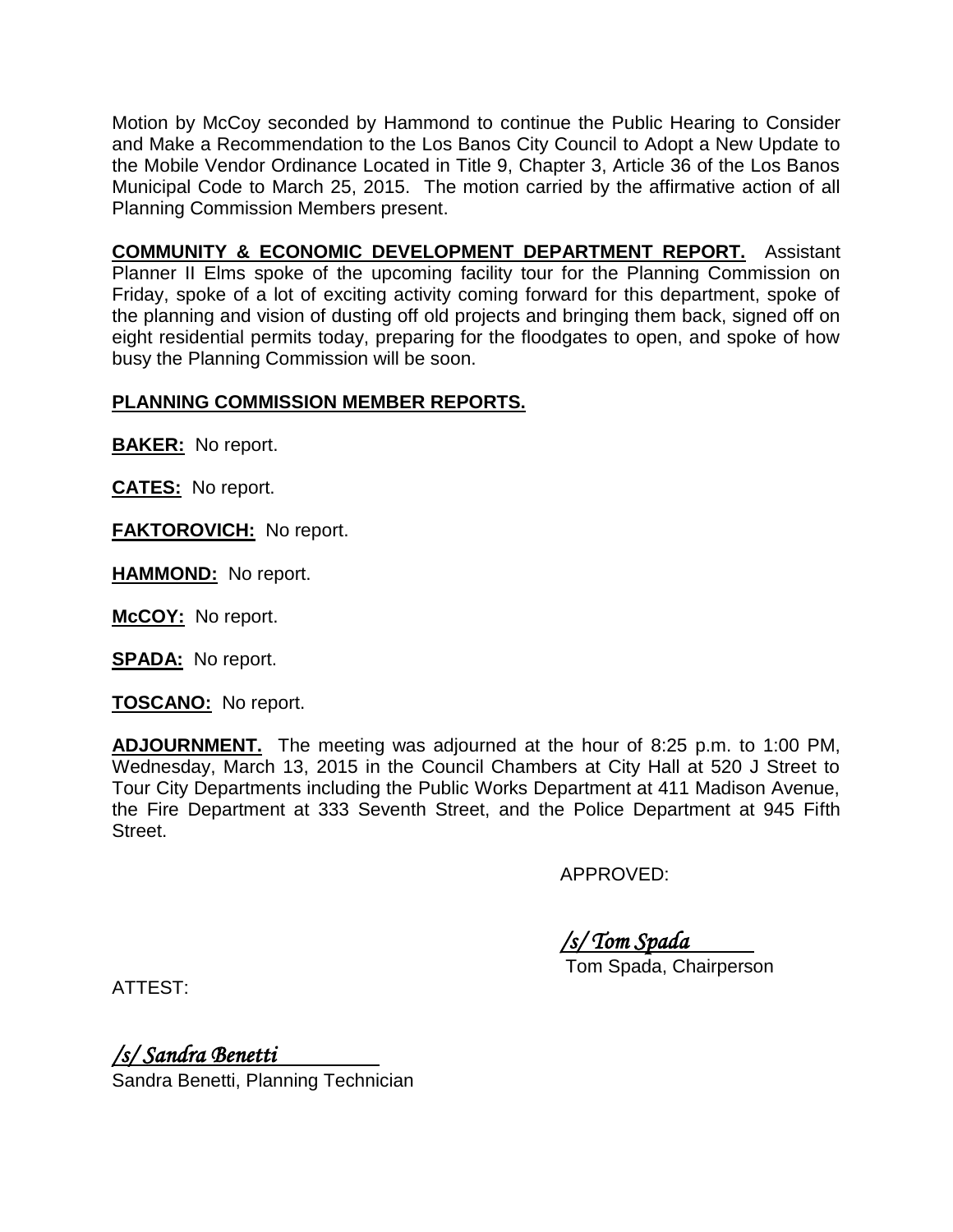Motion by McCoy seconded by Hammond to continue the Public Hearing to Consider and Make a Recommendation to the Los Banos City Council to Adopt a New Update to the Mobile Vendor Ordinance Located in Title 9, Chapter 3, Article 36 of the Los Banos Municipal Code to March 25, 2015. The motion carried by the affirmative action of all Planning Commission Members present.

**COMMUNITY & ECONOMIC DEVELOPMENT DEPARTMENT REPORT.** Assistant Planner II Elms spoke of the upcoming facility tour for the Planning Commission on Friday, spoke of a lot of exciting activity coming forward for this department, spoke of the planning and vision of dusting off old projects and bringing them back, signed off on eight residential permits today, preparing for the floodgates to open, and spoke of how busy the Planning Commission will be soon.

**PLANNING COMMISSION MEMBER REPORTS.**

**BAKER:** No report.

**CATES:** No report.

**FAKTOROVICH:** No report.

**HAMMOND:** No report.

**McCOY:** No report.

**SPADA:** No report.

**TOSCANO:** No report.

**ADJOURNMENT.** The meeting was adjourned at the hour of 8:25 p.m. to 1:00 PM, Wednesday, March 13, 2015 in the Council Chambers at City Hall at 520 J Street to Tour City Departments including the Public Works Department at 411 Madison Avenue, the Fire Department at 333 Seventh Street, and the Police Department at 945 Fifth Street.

APPROVED:

*/s/ Tom Spada*
Tom Spada, Chairperson

ATTEST:

*/s/ Sandra Benetti*
Sandra Benetti, Planning Technician